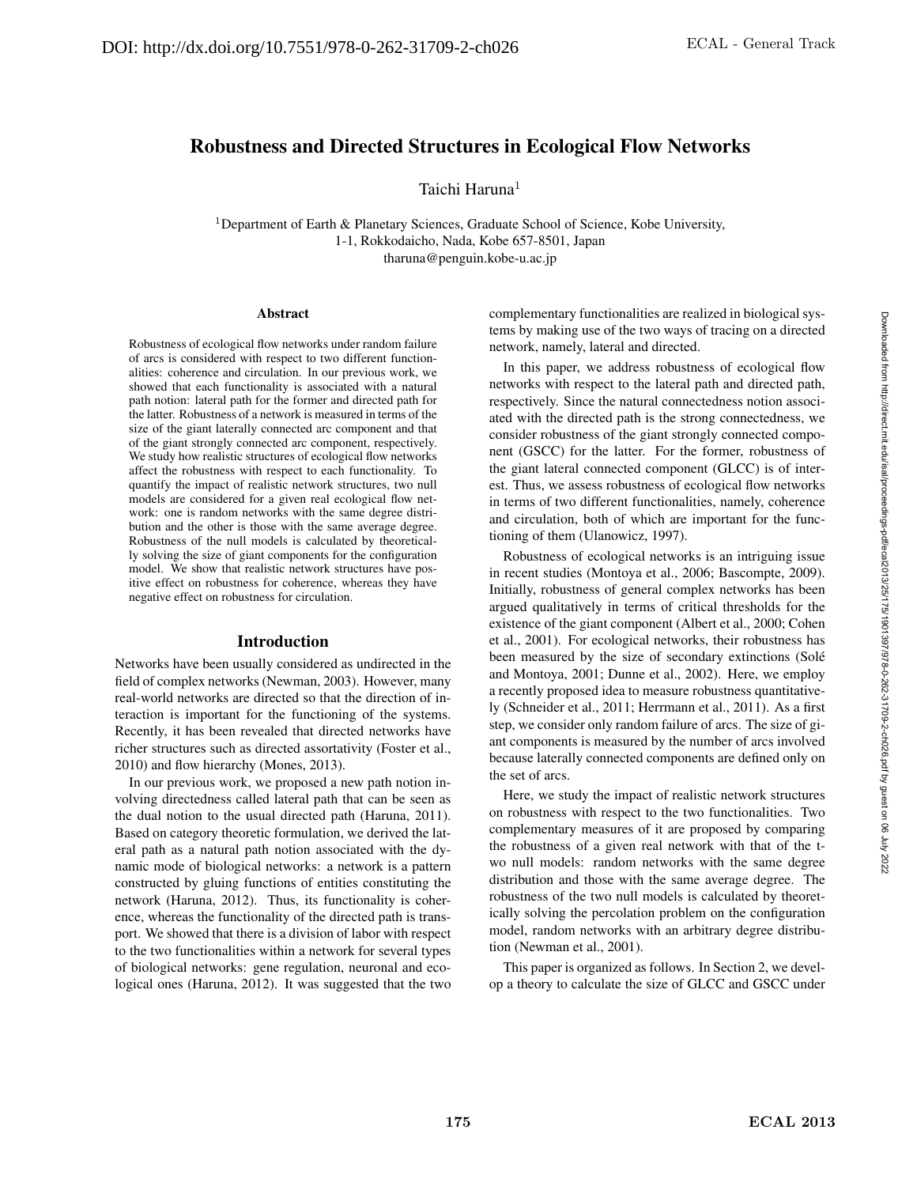# Robustness and Directed Structures in Ecological Flow Networks

Taichi Haruna[1]

[1]Department of Earth & Planetary Sciences, Graduate School of Science, Kobe University, 1-1, Rokkodaicho, Nada, Kobe 657-8501, Japan
tharuna@penguin.kobe-u.ac.jp

### Abstract

Robustness of ecological flow networks under random failure of arcs is considered with respect to two different functionalities: coherence and circulation. In our previous work, we showed that each functionality is associated with a natural path notion: lateral path for the former and directed path for the latter. Robustness of a network is measured in terms of the size of the giant laterally connected arc component and that of the giant strongly connected arc component, respectively. We study how realistic structures of ecological flow networks affect the robustness with respect to each functionality. To quantify the impact of realistic network structures, two null models are considered for a given real ecological flow network: one is random networks with the same degree distribution and the other is those with the same average degree. Robustness of the null models is calculated by theoretically solving the size of giant components for the configuration model. We show that realistic network structures have positive effect on robustness for coherence, whereas they have negative effect on robustness for circulation.

## Introduction

Networks have been usually considered as undirected in the field of complex networks (Newman, 2003). However, many real-world networks are directed so that the direction of interaction is important for the functioning of the systems. Recently, it has been revealed that directed networks have richer structures such as directed assortativity (Foster et al., 2010) and flow hierarchy (Mones, 2013).

In our previous work, we proposed a new path notion involving directedness called lateral path that can be seen as the dual notion to the usual directed path (Haruna, 2011). Based on category theoretic formulation, we derived the lateral path as a natural path notion associated with the dynamic mode of biological networks: a network is a pattern constructed by gluing functions of entities constituting the network (Haruna, 2012). Thus, its functionality is coherence, whereas the functionality of the directed path is transport. We showed that there is a division of labor with respect to the two functionalities within a network for several types of biological networks: gene regulation, neuronal and ecological ones (Haruna, 2012). It was suggested that the two complementary functionalities are realized in biological systems by making use of the two ways of tracing on a directed network, namely, lateral and directed.

In this paper, we address robustness of ecological flow networks with respect to the lateral path and directed path, respectively. Since the natural connectedness notion associated with the directed path is the strong connectedness, we consider robustness of the giant strongly connected component (GSCC) for the latter. For the former, robustness of the giant lateral connected component (GLCC) is of interest. Thus, we assess robustness of ecological flow networks in terms of two different functionalities, namely, coherence and circulation, both of which are important for the functioning of them (Ulanowicz, 1997).

Robustness of ecological networks is an intriguing issue in recent studies (Montoya et al., 2006; Bascompte, 2009). Initially, robustness of general complex networks has been argued qualitatively in terms of critical thresholds for the existence of the giant component (Albert et al., 2000; Cohen et al., 2001). For ecological networks, their robustness has been measured by the size of secondary extinctions (Solé and Montoya, 2001; Dunne et al., 2002). Here, we employ a recently proposed idea to measure robustness quantitatively (Schneider et al., 2011; Herrmann et al., 2011). As a first step, we consider only random failure of arcs. The size of giant components is measured by the number of arcs involved because laterally connected components are defined only on the set of arcs.

Here, we study the impact of realistic network structures on robustness with respect to the two functionalities. Two complementary measures of it are proposed by comparing the robustness of a given real network with that of the two null models: random networks with the same degree distribution and those with the same average degree. The robustness of the two null models is calculated by theoretically solving the percolation problem on the configuration model, random networks with an arbitrary degree distribution (Newman et al., 2001).

This paper is organized as follows. In Section 2, we develop a theory to calculate the size of GLCC and GSCC under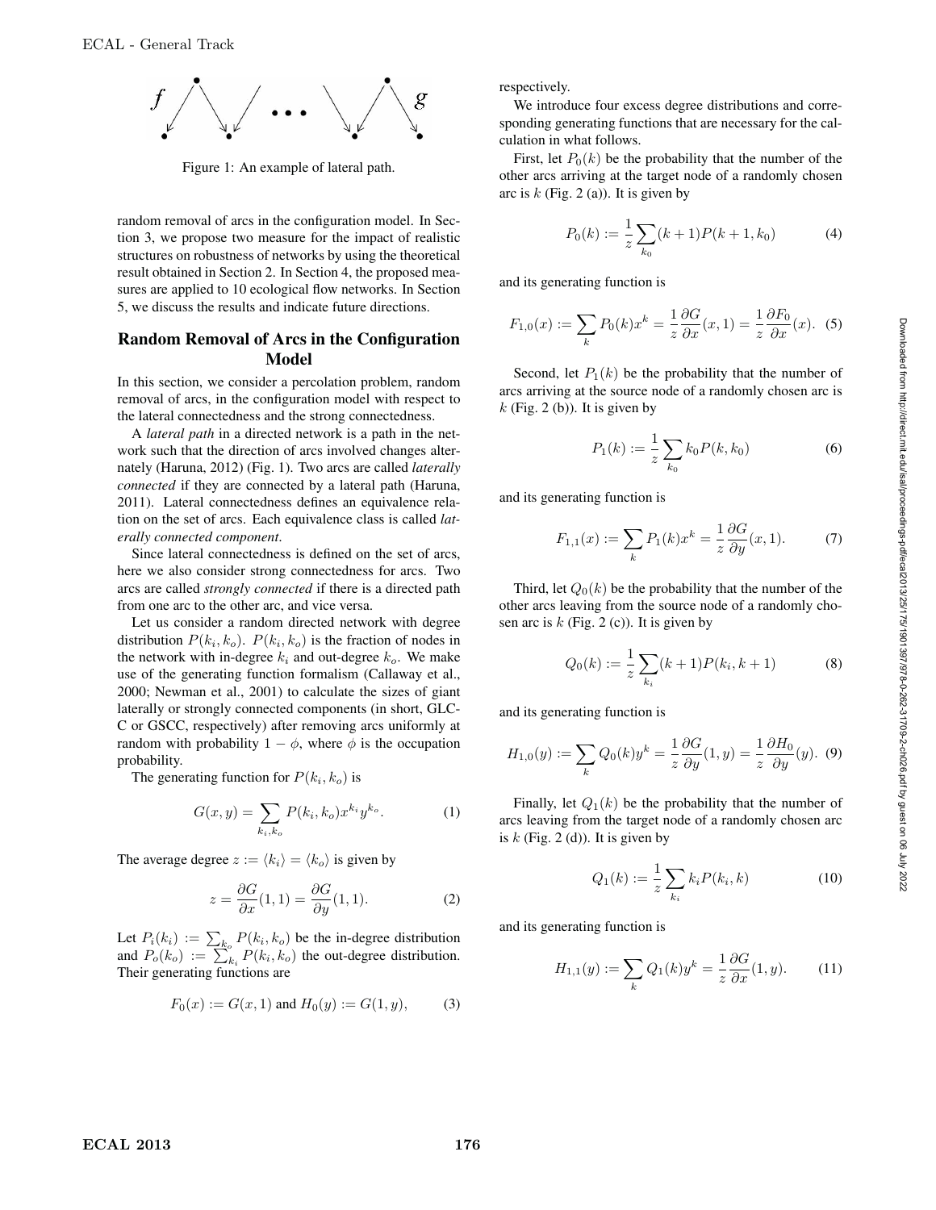Figure 1: An example of lateral path.

random removal of arcs in the configuration model. In Section 3, we propose two measure for the impact of realistic structures on robustness of networks by using the theoretical result obtained in Section 2. In Section 4, the proposed measures are applied to 10 ecological flow networks. In Section 5, we discuss the results and indicate future directions.

## Random Removal of Arcs in the Configuration Model

In this section, we consider a percolation problem, random removal of arcs, in the configuration model with respect to the lateral connectedness and the strong connectedness.

A *lateral path* in a directed network is a path in the network such that the direction of arcs involved changes alternately (Haruna, 2012) (Fig. 1). Two arcs are called *laterally connected* if they are connected by a lateral path (Haruna, 2011). Lateral connectedness defines an equivalence relation on the set of arcs. Each equivalence class is called *laterally connected component*.

Since lateral connectedness is defined on the set of arcs, here we also consider strong connectedness for arcs. Two arcs are called *strongly connected* if there is a directed path from one arc to the other arc, and vice versa.

Let us consider a random directed network with degree distribution $P(k_i, k_o)$. $P(k_i, k_o)$ is the fraction of nodes in the network with in-degree $k_i$ and out-degree $k_o$. We make use of the generating function formalism (Callaway et al., 2000; Newman et al., 2001) to calculate the sizes of giant laterally or strongly connected components (in short, GLCC or GSCC, respectively) after removing arcs uniformly at random with probability $1 - \phi$, where $\phi$ is the occupation probability.

The generating function for $P(k_i, k_o)$ is

$$G(x, y) = \sum_{k_i, k_o} P(k_i, k_o) x^{k_i} y^{k_o}. \tag{1}$$

The average degree $z := \langle k_i \rangle = \langle k_o \rangle$ is given by

$$z = \frac{\partial G}{\partial x}(1, 1) = \frac{\partial G}{\partial y}(1, 1). \tag{2}$$

Let $P_i(k_i) := \sum_{k_o} P(k_i, k_o)$ be the in-degree distribution and $P_o(k_o) := \sum_{k_i} P(k_i, k_o)$ the out-degree distribution. Their generating functions are

$$F_0(x) := G(x, 1) \text{ and } H_0(y) := G(1, y), \tag{3}$$

respectively.

We introduce four excess degree distributions and corresponding generating functions that are necessary for the calculation in what follows.

First, let $P_0(k)$ be the probability that the number of the other arcs arriving at the target node of a randomly chosen arc is $k$ (Fig. 2 (a)). It is given by

$$P_0(k) := \frac{1}{z} \sum_{k_0} (k+1) P(k+1, k_0) \tag{4}$$

and its generating function is

$$F_{1,0}(x) := \sum_k P_0(k) x^k = \frac{1}{z} \frac{\partial G}{\partial x}(x, 1) = \frac{1}{z} \frac{\partial F_0}{\partial x}(x). \tag{5}$$

Second, let $P_1(k)$ be the probability that the number of arcs arriving at the source node of a randomly chosen arc is $k$ (Fig. 2 (b)). It is given by

$$P_1(k) := \frac{1}{z} \sum_{k_0} k_0 P(k, k_0) \tag{6}$$

and its generating function is

$$F_{1,1}(x) := \sum_k P_1(k) x^k = \frac{1}{z} \frac{\partial G}{\partial y}(x, 1). \tag{7}$$

Third, let $Q_0(k)$ be the probability that the number of the other arcs leaving from the source node of a randomly chosen arc is $k$ (Fig. 2 (c)). It is given by

$$Q_0(k) := \frac{1}{z} \sum_{k_i} (k+1) P(k_i, k+1) \tag{8}$$

and its generating function is

$$H_{1,0}(y) := \sum_k Q_0(k) y^k = \frac{1}{z} \frac{\partial G}{\partial y}(1, y) = \frac{1}{z} \frac{\partial H_0}{\partial y}(y). \tag{9}$$

Finally, let $Q_1(k)$ be the probability that the number of arcs leaving from the target node of a randomly chosen arc is $k$ (Fig. 2 (d)). It is given by

$$Q_1(k) := \frac{1}{z} \sum_{k_i} k_i P(k_i, k) \tag{10}$$

and its generating function is

$$H_{1,1}(y) := \sum_k Q_1(k) y^k = \frac{1}{z} \frac{\partial G}{\partial x}(1, y). \tag{11}$$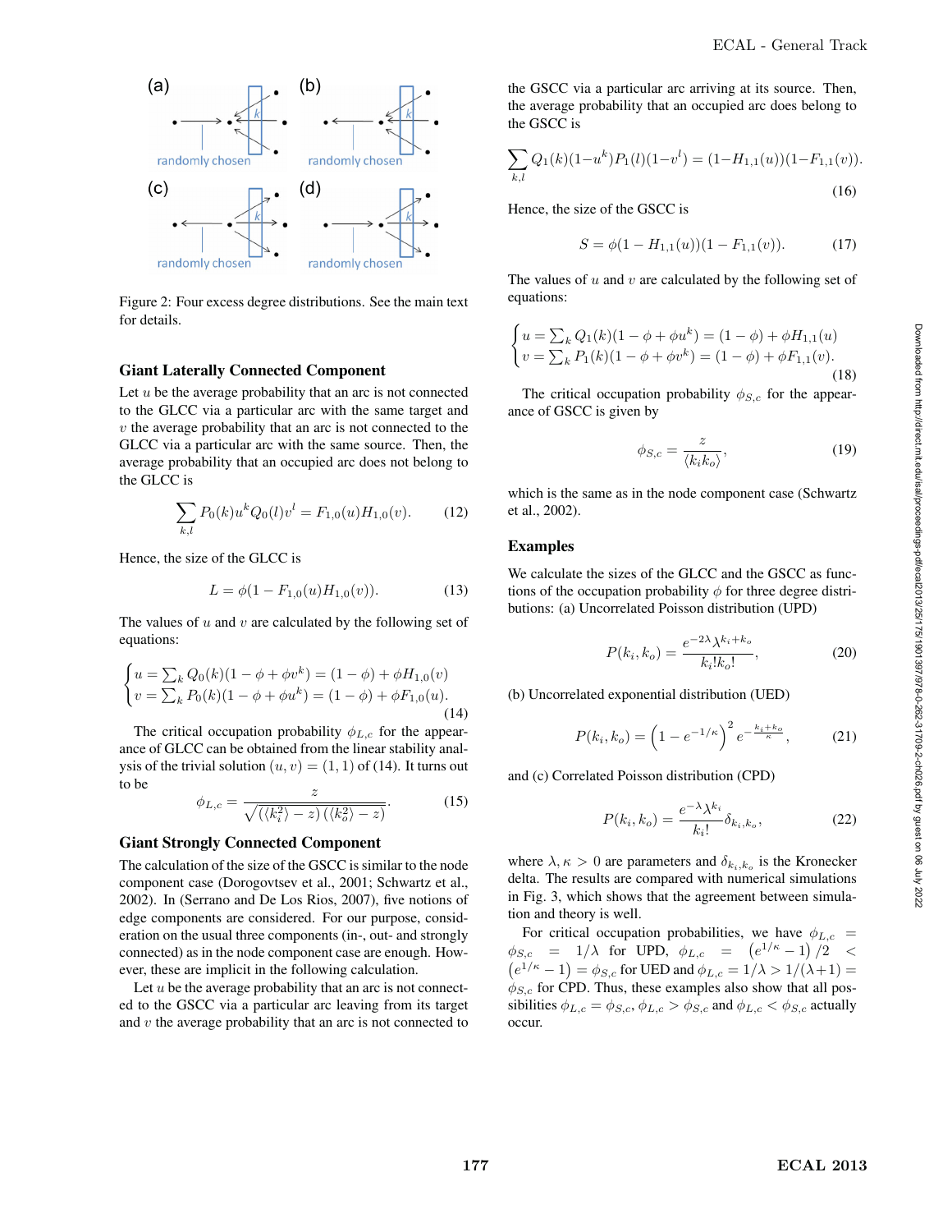Figure 2: Four excess degree distributions. See the main text for details.

## Giant Laterally Connected Component

Let $u$ be the average probability that an arc is not connected to the GLCC via a particular arc with the same target and $v$ the average probability that an arc is not connected to the GLCC via a particular arc with the same source. Then, the average probability that an occupied arc does not belong to the GLCC is

$$\sum_{k,l} P_0(k) u^k Q_0(l) v^l = F_{1,0}(u) H_{1,0}(v). \tag{12}$$

Hence, the size of the GLCC is

$$L = \phi(1 - F_{1,0}(u) H_{1,0}(v)). \tag{13}$$

The values of $u$ and $v$ are calculated by the following set of equations:

$$\begin{cases} u = \sum_k Q_0(k)(1 - \phi + \phi v^k) = (1-\phi) + \phi H_{1,0}(v) \\ v = \sum_k P_0(k)(1 - \phi + \phi u^k) = (1-\phi) + \phi F_{1,0}(u). \end{cases} \tag{14}$$

The critical occupation probability $\phi_{L,c}$ for the appearance of GLCC can be obtained from the linear stability analysis of the trivial solution $(u, v) = (1, 1)$ of (14). It turns out to be

$$\phi_{L,c} = \frac{z}{\sqrt{(\langle k_i^2 \rangle - z)(\langle k_o^2 \rangle - z)}}. \tag{15}$$

## Giant Strongly Connected Component

The calculation of the size of the GSCC is similar to the node component case (Dorogovtsev et al., 2001; Schwartz et al., 2002). In (Serrano and De Los Rios, 2007), five notions of edge components are considered. For our purpose, consideration on the usual three components (in-, out- and strongly connected) as in the node component case are enough. However, these are implicit in the following calculation.

Let $u$ be the average probability that an arc is not connected to the GSCC via a particular arc leaving from its target and $v$ the average probability that an arc is not connected to the GSCC via a particular arc arriving at its source. Then, the average probability that an occupied arc does belong to the GSCC is

$$\sum_{k,l} Q_1(k)(1-u^k) P_1(l)(1-v^l) = (1 - H_{1,1}(u))(1 - F_{1,1}(v)). \tag{16}$$

Hence, the size of the GSCC is

$$S = \phi(1 - H_{1,1}(u))(1 - F_{1,1}(v)). \tag{17}$$

The values of $u$ and $v$ are calculated by the following set of equations:

$$\begin{cases} u = \sum_k Q_1(k)(1 - \phi + \phi u^k) = (1-\phi) + \phi H_{1,1}(u) \\ v = \sum_k P_1(k)(1 - \phi + \phi v^k) = (1-\phi) + \phi F_{1,1}(v). \end{cases} \tag{18}$$

The critical occupation probability $\phi_{S,c}$ for the appearance of GSCC is given by

$$\phi_{S,c} = \frac{z}{\langle k_i k_o \rangle}, \tag{19}$$

which is the same as in the node component case (Schwartz et al., 2002).

## Examples

We calculate the sizes of the GLCC and the GSCC as functions of the occupation probability $\phi$ for three degree distributions: (a) Uncorrelated Poisson distribution (UPD)

$$P(k_i, k_o) = \frac{e^{-2\lambda} \lambda^{k_i + k_o}}{k_i! k_o!}, \tag{20}$$

(b) Uncorrelated exponential distribution (UED)

$$P(k_i, k_o) = \left(1 - e^{-1/\kappa}\right)^2 e^{-\frac{k_i + k_o}{\kappa}}, \tag{21}$$

and (c) Correlated Poisson distribution (CPD)

$$P(k_i, k_o) = \frac{e^{-\lambda} \lambda^{k_i}}{k_i!} \delta_{k_i, k_o}, \tag{22}$$

where $\lambda, \kappa > 0$ are parameters and $\delta_{k_i,k_o}$ is the Kronecker delta. The results are compared with numerical simulations in Fig. 3, which shows that the agreement between simulation and theory is well.

For critical occupation probabilities, we have $\phi_{L,c} = \phi_{S,c} = 1/\lambda$ for UPD, $\phi_{L,c} = \left(e^{1/\kappa} - 1\right)/2 < \left(e^{1/\kappa} - 1\right) = \phi_{S,c}$ for UED and $\phi_{L,c} = 1/\lambda > 1/(\lambda + 1) = \phi_{S,c}$ for CPD. Thus, these examples also show that all possibilities $\phi_{L,c} = \phi_{S,c}$, $\phi_{L,c} > \phi_{S,c}$ and $\phi_{L,c} < \phi_{S,c}$ actually occur.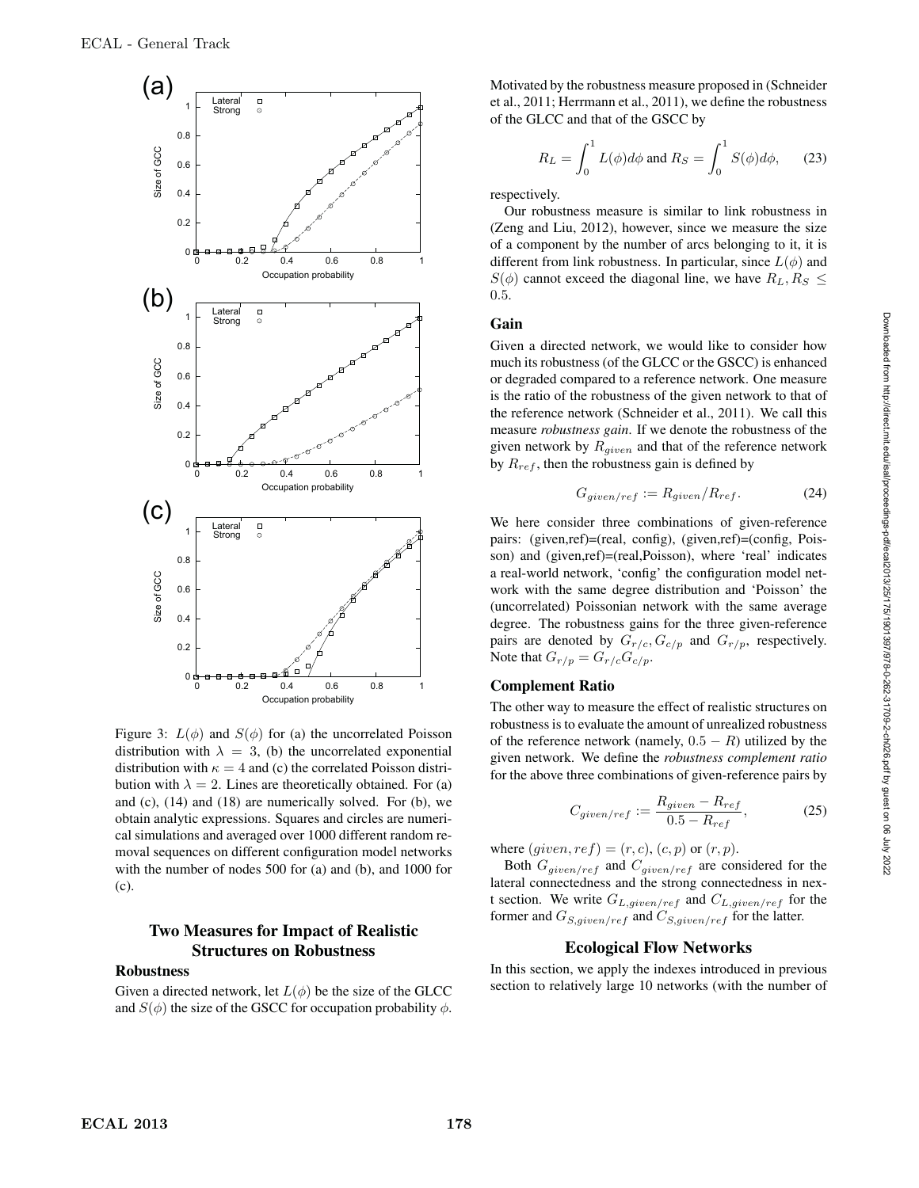Figure 3: $L(\phi)$ and $S(\phi)$ for (a) the uncorrelated Poisson distribution with $\lambda = 3$, (b) the uncorrelated exponential distribution with $\kappa = 4$ and (c) the correlated Poisson distribution with $\lambda = 2$. Lines are theoretically obtained. For (a) and (c), (14) and (18) are numerically solved. For (b), we obtain analytic expressions. Squares and circles are numerical simulations and averaged over 1000 different random removal sequences on different configuration model networks with the number of nodes 500 for (a) and (b), and 1000 for (c).

## Two Measures for Impact of Realistic Structures on Robustness

### Robustness

Given a directed network, let $L(\phi)$ be the size of the GLCC and $S(\phi)$ the size of the GSCC for occupation probability $\phi$. Motivated by the robustness measure proposed in (Schneider et al., 2011; Herrmann et al., 2011), we define the robustness of the GLCC and that of the GSCC by

$$R_L = \int_0^1 L(\phi) d\phi \text{ and } R_S = \int_0^1 S(\phi) d\phi, \qquad (23)$$

respectively.

Our robustness measure is similar to link robustness in (Zeng and Liu, 2012), however, since we measure the size of a component by the number of arcs belonging to it, it is different from link robustness. In particular, since $L(\phi)$ and $S(\phi)$ cannot exceed the diagonal line, we have $R_L, R_S \leq 0.5$.

### Gain

Given a directed network, we would like to consider how much its robustness (of the GLCC or the GSCC) is enhanced or degraded compared to a reference network. One measure is the ratio of the robustness of the given network to that of the reference network (Schneider et al., 2011). We call this measure *robustness gain*. If we denote the robustness of the given network by $R_{given}$ and that of the reference network by $R_{ref}$, then the robustness gain is defined by

$$G_{given/ref} := R_{given}/R_{ref}. \qquad (24)$$

We here consider three combinations of given-reference pairs: (given,ref)=(real, config), (given,ref)=(config, Poisson) and (given,ref)=(real,Poisson), where 'real' indicates a real-world network, 'config' the configuration model network with the same degree distribution and 'Poisson' the (uncorrelated) Poissonian network with the same average degree. The robustness gains for the three given-reference pairs are denoted by $G_{r/c}, G_{c/p}$ and $G_{r/p}$, respectively. Note that $G_{r/p} = G_{r/c} G_{c/p}$.

### Complement Ratio

The other way to measure the effect of realistic structures on robustness is to evaluate the amount of unrealized robustness of the reference network (namely, $0.5 - R$) utilized by the given network. We define the *robustness complement ratio* for the above three combinations of given-reference pairs by

$$C_{given/ref} := \frac{R_{given} - R_{ref}}{0.5 - R_{ref}}, \qquad (25)$$

where $(given, ref) = (r, c), (c, p)$ or $(r, p)$.

Both $G_{given/ref}$ and $C_{given/ref}$ are considered for the lateral connectedness and the strong connectedness in next section. We write $G_{L,given/ref}$ and $C_{L,given/ref}$ for the former and $G_{S,given/ref}$ and $C_{S,given/ref}$ for the latter.

## Ecological Flow Networks

In this section, we apply the indexes introduced in previous section to relatively large 10 networks (with the number of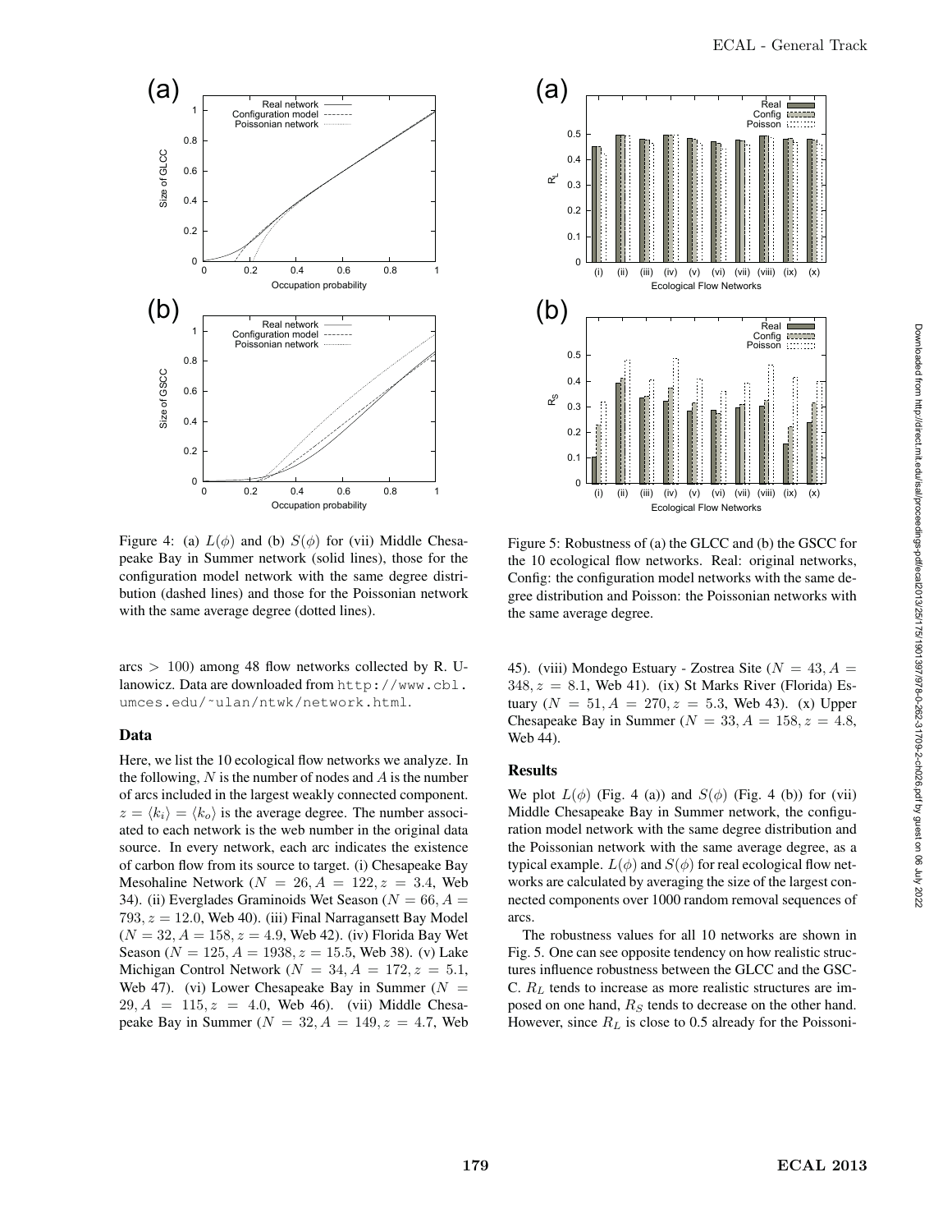Figure 4: (a) $L(\phi)$ and (b) $S(\phi)$ for (vii) Middle Chesapeake Bay in Summer network (solid lines), those for the configuration model network with the same degree distribution (dashed lines) and those for the Poissonian network with the same average degree (dotted lines).

Figure 5: Robustness of (a) the GLCC and (b) the GSCC for the 10 ecological flow networks. Real: original networks, Config: the configuration model networks with the same degree distribution and Poisson: the Poissonian networks with the same average degree.

arcs $> 100$) among 48 flow networks collected by R. Ulanowicz. Data are downloaded from http://www.cbl.umces.edu/~ulan/ntwk/network.html.

## Data

Here, we list the 10 ecological flow networks we analyze. In the following, $N$ is the number of nodes and $A$ is the number of arcs included in the largest weakly connected component. $z = \langle k_i \rangle = \langle k_o \rangle$ is the average degree. The number associated to each network is the web number in the original data source. In every network, each arc indicates the existence of carbon flow from its source to target. (i) Chesapeake Bay Mesohaline Network ($N = 26, A = 122, z = 3.4$, Web 34). (ii) Everglades Graminoids Wet Season ($N = 66, A = 793, z = 12.0$, Web 40). (iii) Final Narragansett Bay Model ($N = 32, A = 158, z = 4.9$, Web 42). (iv) Florida Bay Wet Season ($N = 125, A = 1938, z = 15.5$, Web 38). (v) Lake Michigan Control Network ($N = 34, A = 172, z = 5.1$, Web 47). (vi) Lower Chesapeake Bay in Summer ($N = 29, A = 115, z = 4.0$, Web 46). (vii) Middle Chesapeake Bay in Summer ($N = 32, A = 149, z = 4.7$, Web 45). (viii) Mondego Estuary - Zostrea Site ($N = 43, A = 348, z = 8.1$, Web 41). (ix) St Marks River (Florida) Estuary ($N = 51, A = 270, z = 5.3$, Web 43). (x) Upper Chesapeake Bay in Summer ($N = 33, A = 158, z = 4.8$, Web 44).

## Results

We plot $L(\phi)$ (Fig. 4 (a)) and $S(\phi)$ (Fig. 4 (b)) for (vii) Middle Chesapeake Bay in Summer network, the configuration model network with the same degree distribution and the Poissonian network with the same average degree, as a typical example. $L(\phi)$ and $S(\phi)$ for real ecological flow networks are calculated by averaging the size of the largest connected components over 1000 random removal sequences of arcs.

The robustness values for all 10 networks are shown in Fig. 5. One can see opposite tendency on how realistic structures influence robustness between the GLCC and the GSCC. $R_L$ tends to increase as more realistic structures are imposed on one hand, $R_S$ tends to decrease on the other hand. However, since $R_L$ is close to 0.5 already for the Poissoni-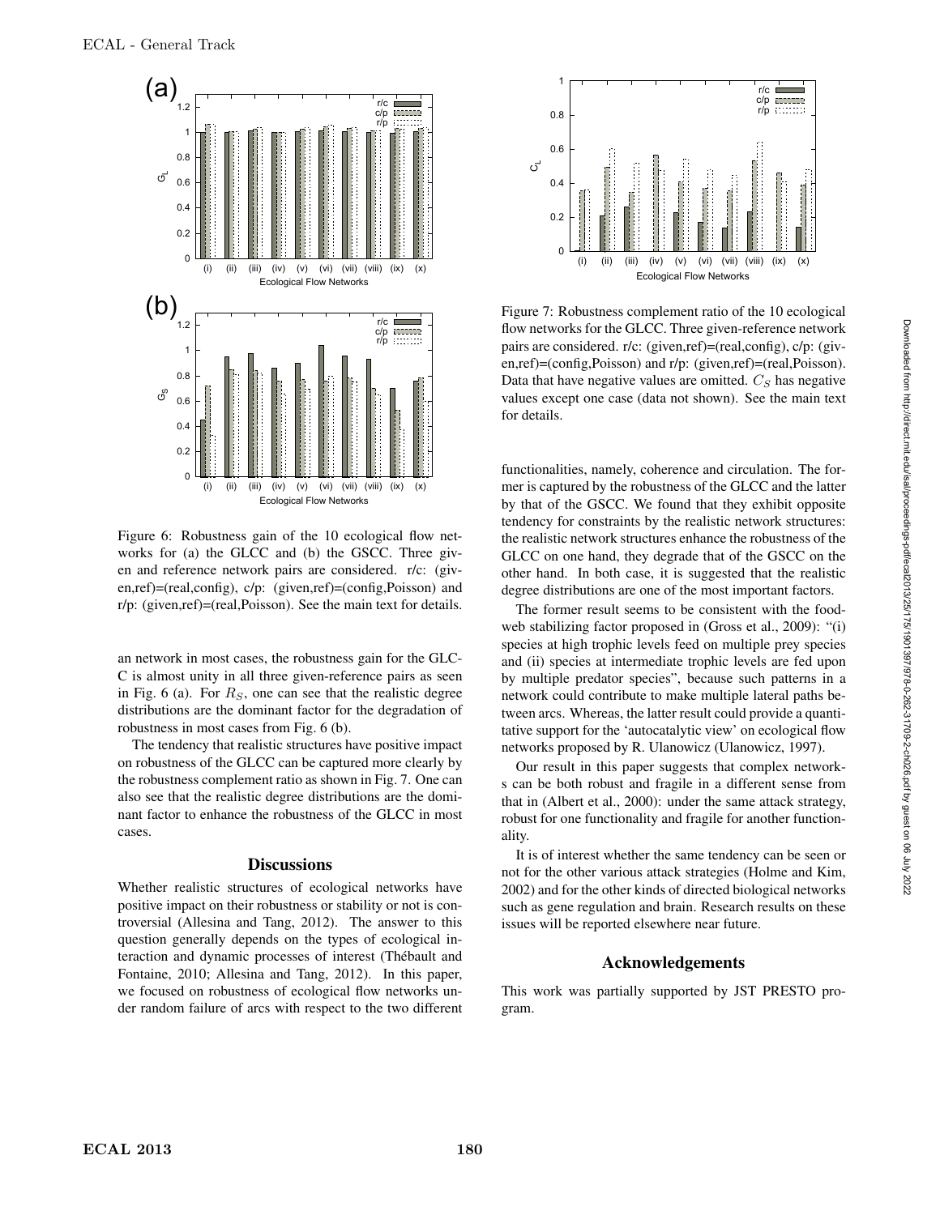Figure 6: Robustness gain of the 10 ecological flow networks for (a) the GLCC and (b) the GSCC. Three given and reference network pairs are considered. r/c: (given,ref)=(real,config), c/p: (given,ref)=(config,Poisson) and r/p: (given,ref)=(real,Poisson). See the main text for details.

an network in most cases, the robustness gain for the GLCC is almost unity in all three given-reference pairs as seen in Fig. 6 (a). For $R_S$, one can see that the realistic degree distributions are the dominant factor for the degradation of robustness in most cases from Fig. 6 (b).

The tendency that realistic structures have positive impact on robustness of the GLCC can be captured more clearly by the robustness complement ratio as shown in Fig. 7. One can also see that the realistic degree distributions are the dominant factor to enhance the robustness of the GLCC in most cases.

## Discussions

Whether realistic structures of ecological networks have positive impact on their robustness or stability or not is controversial (Allesina and Tang, 2012). The answer to this question generally depends on the types of ecological interaction and dynamic processes of interest (Thébault and Fontaine, 2010; Allesina and Tang, 2012). In this paper, we focused on robustness of ecological flow networks under random failure of arcs with respect to the two different

Figure 7: Robustness complement ratio of the 10 ecological flow networks for the GLCC. Three given-reference network pairs are considered. r/c: (given,ref)=(real,config), c/p: (given,ref)=(config,Poisson) and r/p: (given,ref)=(real,Poisson). Data that have negative values are omitted. $C_S$ has negative values except one case (data not shown). See the main text for details.

functionalities, namely, coherence and circulation. The former is captured by the robustness of the GLCC and the latter by that of the GSCC. We found that they exhibit opposite tendency for constraints by the realistic network structures: the realistic network structures enhance the robustness of the GLCC on one hand, they degrade that of the GSCC on the other hand. In both case, it is suggested that the realistic degree distributions are one of the most important factors.

The former result seems to be consistent with the food-web stabilizing factor proposed in (Gross et al., 2009): "(i) species at high trophic levels feed on multiple prey species and (ii) species at intermediate trophic levels are fed upon by multiple predator species", because such patterns in a network could contribute to make multiple lateral paths between arcs. Whereas, the latter result could provide a quantitative support for the 'autocatalytic view' on ecological flow networks proposed by R. Ulanowicz (Ulanowicz, 1997).

Our result in this paper suggests that complex networks can be both robust and fragile in a different sense from that in (Albert et al., 2000): under the same attack strategy, robust for one functionality and fragile for another functionality.

It is of interest whether the same tendency can be seen or not for the other various attack strategies (Holme and Kim, 2002) and for the other kinds of directed biological networks such as gene regulation and brain. Research results on these issues will be reported elsewhere near future.

## Acknowledgements

This work was partially supported by JST PRESTO program.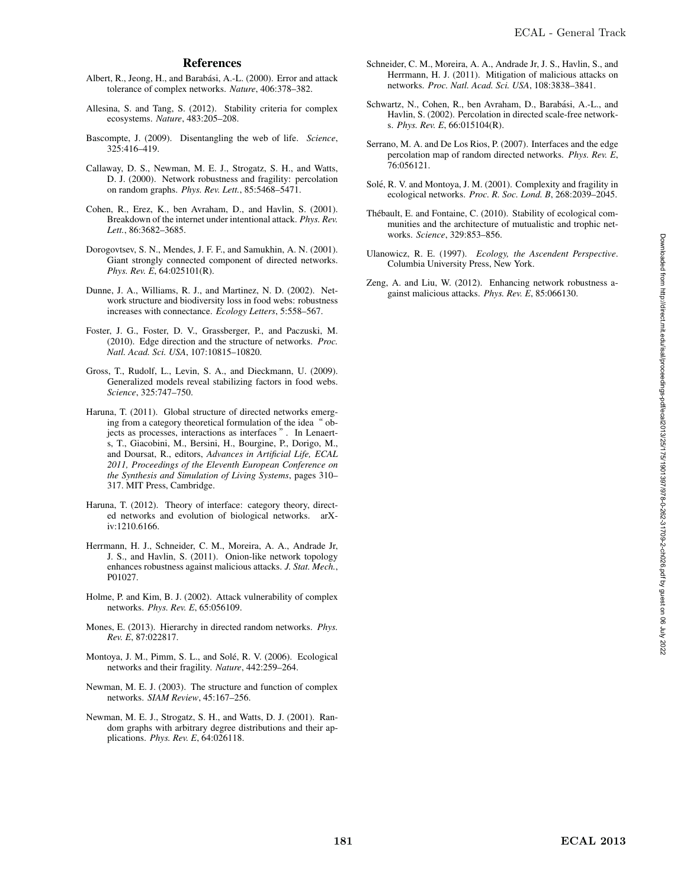## References

Albert, R., Jeong, H., and Barabási, A.-L. (2000). Error and attack tolerance of complex networks. *Nature*, 406:378–382.

Allesina, S. and Tang, S. (2012). Stability criteria for complex ecosystems. *Nature*, 483:205–208.

Bascompte, J. (2009). Disentangling the web of life. *Science*, 325:416–419.

Callaway, D. S., Newman, M. E. J., Strogatz, S. H., and Watts, D. J. (2000). Network robustness and fragility: percolation on random graphs. *Phys. Rev. Lett.*, 85:5468–5471.

Cohen, R., Erez, K., ben Avraham, D., and Havlin, S. (2001). Breakdown of the internet under intentional attack. *Phys. Rev. Lett.*, 86:3682–3685.

Dorogovtsev, S. N., Mendes, J. F. F., and Samukhin, A. N. (2001). Giant strongly connected component of directed networks. *Phys. Rev. E*, 64:025101(R).

Dunne, J. A., Williams, R. J., and Martinez, N. D. (2002). Network structure and biodiversity loss in food webs: robustness increases with connectance. *Ecology Letters*, 5:558–567.

Foster, J. G., Foster, D. V., Grassberger, P., and Paczuski, M. (2010). Edge direction and the structure of networks. *Proc. Natl. Acad. Sci. USA*, 107:10815–10820.

Gross, T., Rudolf, L., Levin, S. A., and Dieckmann, U. (2009). Generalized models reveal stabilizing factors in food webs. *Science*, 325:747–750.

Haruna, T. (2011). Global structure of directed networks emerging from a category theoretical formulation of the idea "objects as processes, interactions as interfaces". In Lenaerts, T., Giacobini, M., Bersini, H., Bourgine, P., Dorigo, M., and Doursat, R., editors, *Advances in Artificial Life, ECAL 2011, Proceedings of the Eleventh European Conference on the Synthesis and Simulation of Living Systems*, pages 310–317. MIT Press, Cambridge.

Haruna, T. (2012). Theory of interface: category theory, directed networks and evolution of biological networks. arXiv:1210.6166.

Herrmann, H. J., Schneider, C. M., Moreira, A. A., Andrade Jr, J. S., and Havlin, S. (2011). Onion-like network topology enhances robustness against malicious attacks. *J. Stat. Mech.*, P01027.

Holme, P. and Kim, B. J. (2002). Attack vulnerability of complex networks. *Phys. Rev. E*, 65:056109.

Mones, E. (2013). Hierarchy in directed random networks. *Phys. Rev. E*, 87:022817.

Montoya, J. M., Pimm, S. L., and Solé, R. V. (2006). Ecological networks and their fragility. *Nature*, 442:259–264.

Newman, M. E. J. (2003). The structure and function of complex networks. *SIAM Review*, 45:167–256.

Newman, M. E. J., Strogatz, S. H., and Watts, D. J. (2001). Random graphs with arbitrary degree distributions and their applications. *Phys. Rev. E*, 64:026118.

Schneider, C. M., Moreira, A. A., Andrade Jr, J. S., Havlin, S., and Herrmann, H. J. (2011). Mitigation of malicious attacks on networks. *Proc. Natl. Acad. Sci. USA*, 108:3838–3841.

Schwartz, N., Cohen, R., ben Avraham, D., Barabási, A.-L., and Havlin, S. (2002). Percolation in directed scale-free networks. *Phys. Rev. E*, 66:015104(R).

Serrano, M. A. and De Los Rios, P. (2007). Interfaces and the edge percolation map of random directed networks. *Phys. Rev. E*, 76:056121.

Solé, R. V. and Montoya, J. M. (2001). Complexity and fragility in ecological networks. *Proc. R. Soc. Lond. B*, 268:2039–2045.

Thébault, E. and Fontaine, C. (2010). Stability of ecological communities and the architecture of mutualistic and trophic networks. *Science*, 329:853–856.

Ulanowicz, R. E. (1997). *Ecology, the Ascendent Perspective*. Columbia University Press, New York.

Zeng, A. and Liu, W. (2012). Enhancing network robustness against malicious attacks. *Phys. Rev. E*, 85:066130.